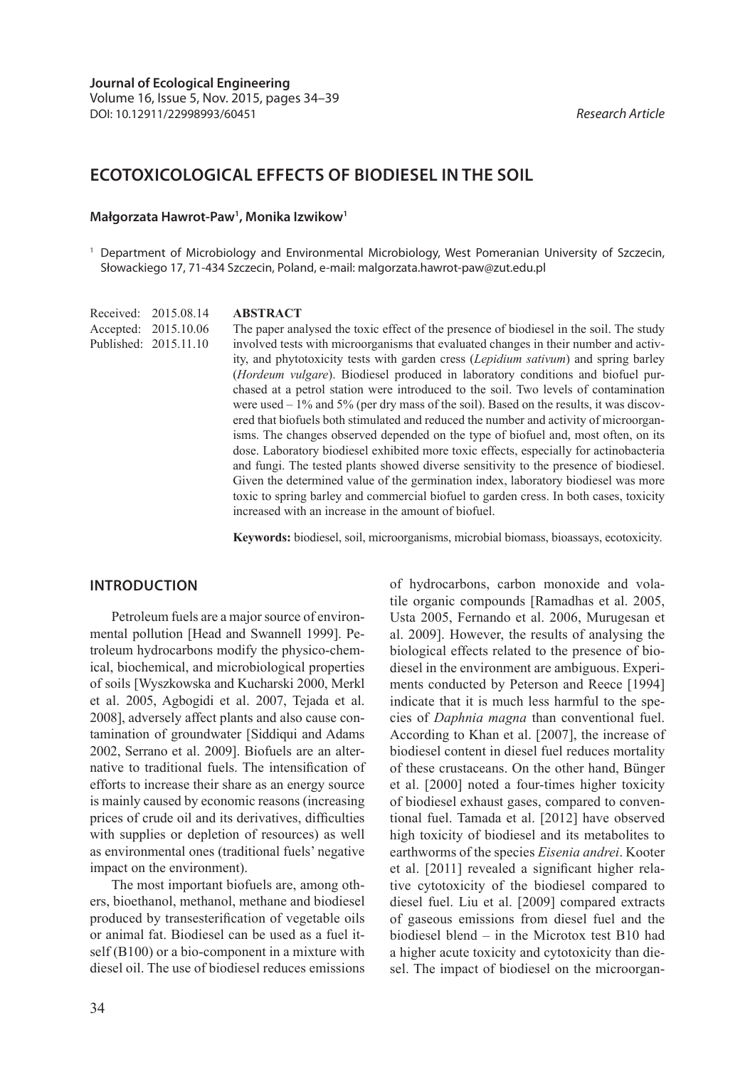**Journal of Ecological Engineering**
Volume 16, Issue 5, Nov. 2015, pages 34–39
DOI: 10.12911/22998993/60451

*Research Article*

# ECOTOXICOLOGICAL EFFECTS OF BIODIESEL IN THE SOIL

**Małgorzata Hawrot-Paw[1], Monika Izwikow[1]**

[1] Department of Microbiology and Environmental Microbiology, West Pomeranian University of Szczecin, Słowackiego 17, 71-434 Szczecin, Poland, e-mail: malgorzata.hawrot-paw@zut.edu.pl

Received: 2015.08.14
Accepted: 2015.10.06
Published: 2015.11.10

**ABSTRACT**

The paper analysed the toxic effect of the presence of biodiesel in the soil. The study involved tests with microorganisms that evaluated changes in their number and activity, and phytotoxicity tests with garden cress (*Lepidium sativum*) and spring barley (*Hordeum vulgare*). Biodiesel produced in laboratory conditions and biofuel purchased at a petrol station were introduced to the soil. Two levels of contamination were used – 1% and 5% (per dry mass of the soil). Based on the results, it was discovered that biofuels both stimulated and reduced the number and activity of microorganisms. The changes observed depended on the type of biofuel and, most often, on its dose. Laboratory biodiesel exhibited more toxic effects, especially for actinobacteria and fungi. The tested plants showed diverse sensitivity to the presence of biodiesel. Given the determined value of the germination index, laboratory biodiesel was more toxic to spring barley and commercial biofuel to garden cress. In both cases, toxicity increased with an increase in the amount of biofuel.

**Keywords:** biodiesel, soil, microorganisms, microbial biomass, bioassays, ecotoxicity.

## INTRODUCTION

Petroleum fuels are a major source of environmental pollution [Head and Swannell 1999]. Petroleum hydrocarbons modify the physico-chemical, biochemical, and microbiological properties of soils [Wyszkowska and Kucharski 2000, Merkl et al. 2005, Agbogidi et al. 2007, Tejada et al. 2008], adversely affect plants and also cause contamination of groundwater [Siddiqui and Adams 2002, Serrano et al. 2009]. Biofuels are an alternative to traditional fuels. The intensification of efforts to increase their share as an energy source is mainly caused by economic reasons (increasing prices of crude oil and its derivatives, difficulties with supplies or depletion of resources) as well as environmental ones (traditional fuels' negative impact on the environment).

The most important biofuels are, among others, bioethanol, methanol, methane and biodiesel produced by transesterification of vegetable oils or animal fat. Biodiesel can be used as a fuel itself (B100) or a bio-component in a mixture with diesel oil. The use of biodiesel reduces emissions of hydrocarbons, carbon monoxide and volatile organic compounds [Ramadhas et al. 2005, Usta 2005, Fernando et al. 2006, Murugesan et al. 2009]. However, the results of analysing the biological effects related to the presence of biodiesel in the environment are ambiguous. Experiments conducted by Peterson and Reece [1994] indicate that it is much less harmful to the species of *Daphnia magna* than conventional fuel. According to Khan et al. [2007], the increase of biodiesel content in diesel fuel reduces mortality of these crustaceans. On the other hand, Bünger et al. [2000] noted a four-times higher toxicity of biodiesel exhaust gases, compared to conventional fuel. Tamada et al. [2012] have observed high toxicity of biodiesel and its metabolites to earthworms of the species *Eisenia andrei*. Kooter et al. [2011] revealed a significant higher relative cytotoxicity of the biodiesel compared to diesel fuel. Liu et al. [2009] compared extracts of gaseous emissions from diesel fuel and the biodiesel blend – in the Microtox test B10 had a higher acute toxicity and cytotoxicity than diesel. The impact of biodiesel on the microorgan-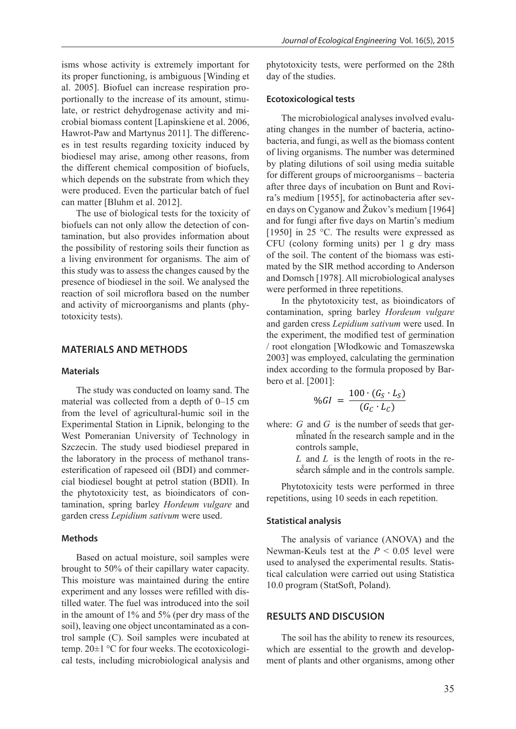isms whose activity is extremely important for its proper functioning, is ambiguous [Winding et al. 2005]. Biofuel can increase respiration proportionally to the increase of its amount, stimulate, or restrict dehydrogenase activity and microbial biomass content [Lapinskiene et al. 2006, Hawrot-Paw and Martynus 2011]. The differences in test results regarding toxicity induced by biodiesel may arise, among other reasons, from the different chemical composition of biofuels, which depends on the substrate from which they were produced. Even the particular batch of fuel can matter [Bluhm et al. 2012].

The use of biological tests for the toxicity of biofuels can not only allow the detection of contamination, but also provides information about the possibility of restoring soils their function as a living environment for organisms. The aim of this study was to assess the changes caused by the presence of biodiesel in the soil. We analysed the reaction of soil microflora based on the number and activity of microorganisms and plants (phytotoxicity tests).

## MATERIALS AND METHODS

### Materials

The study was conducted on loamy sand. The material was collected from a depth of 0–15 cm from the level of agricultural-humic soil in the Experimental Station in Lipnik, belonging to the West Pomeranian University of Technology in Szczecin. The study used biodiesel prepared in the laboratory in the process of methanol transesterification of rapeseed oil (BDI) and commercial biodiesel bought at petrol station (BDII). In the phytotoxicity test, as bioindicators of contamination, spring barley *Hordeum vulgare* and garden cress *Lepidium sativum* were used.

### Methods

Based on actual moisture, soil samples were brought to 50% of their capillary water capacity. This moisture was maintained during the entire experiment and any losses were refilled with distilled water. The fuel was introduced into the soil in the amount of 1% and 5% (per dry mass of the soil), leaving one object uncontaminated as a control sample (C). Soil samples were incubated at temp. 20±1 °C for four weeks. The ecotoxicological tests, including microbiological analysis and phytotoxicity tests, were performed on the 28th day of the studies.

### Ecotoxicological tests

The microbiological analyses involved evaluating changes in the number of bacteria, actinobacteria, and fungi, as well as the biomass content of living organisms. The number was determined by plating dilutions of soil using media suitable for different groups of microorganisms – bacteria after three days of incubation on Bunt and Rovira's medium [1955], for actinobacteria after seven days on Cyganow and Žukov's medium [1964] and for fungi after five days on Martin's medium [1950] in 25 °C. The results were expressed as CFU (colony forming units) per 1 g dry mass of the soil. The content of the biomass was estimated by the SIR method according to Anderson and Domsch [1978]. All microbiological analyses were performed in three repetitions.

In the phytotoxicity test, as bioindicators of contamination, spring barley *Hordeum vulgare* and garden cress *Lepidium sativum* were used. In the experiment, the modified test of germination / root elongation [Włodkowic and Tomaszewska 2003] was employed, calculating the germination index according to the formula proposed by Barbero et al. [2001]:

$$\%GI = \frac{100 \cdot (G_S \cdot L_S)}{(G_C \cdot L_C)}$$

where: $G_S$ and $G_C$ is the number of seeds that germinated in the research sample and in the controls sample,
$L_S$ and $L_C$ is the length of roots in the research sample and in the controls sample.

Phytotoxicity tests were performed in three repetitions, using 10 seeds in each repetition.

### Statistical analysis

The analysis of variance (ANOVA) and the Newman-Keuls test at the $P < 0.05$ level were used to analysed the experimental results. Statistical calculation were carried out using Statistica 10.0 program (StatSoft, Poland).

## RESULTS AND DISCUSION

The soil has the ability to renew its resources, which are essential to the growth and development of plants and other organisms, among other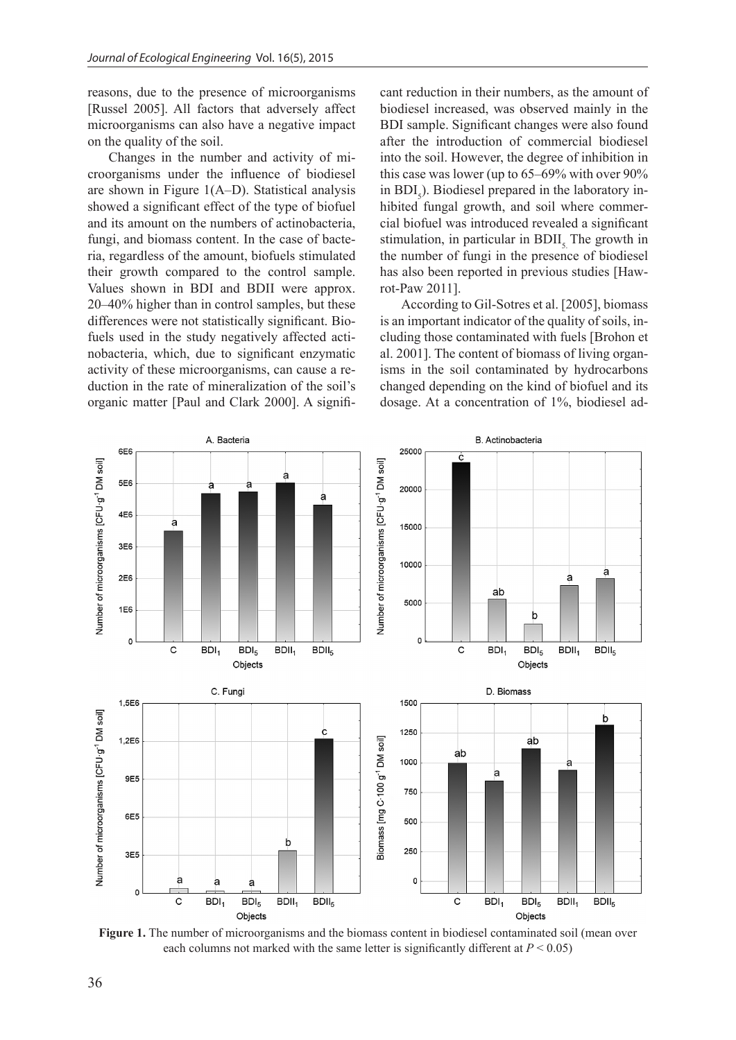reasons, due to the presence of microorganisms [Russel 2005]. All factors that adversely affect microorganisms can also have a negative impact on the quality of the soil.

Changes in the number and activity of microorganisms under the influence of biodiesel are shown in Figure 1(A–D). Statistical analysis showed a significant effect of the type of biofuel and its amount on the numbers of actinobacteria, fungi, and biomass content. In the case of bacteria, regardless of the amount, biofuels stimulated their growth compared to the control sample. Values shown in BDI and BDII were approx. 20–40% higher than in control samples, but these differences were not statistically significant. Biofuels used in the study negatively affected actinobacteria, which, due to significant enzymatic activity of these microorganisms, can cause a reduction in the rate of mineralization of the soil's organic matter [Paul and Clark 2000]. A significant reduction in their numbers, as the amount of biodiesel increased, was observed mainly in the BDI sample. Significant changes were also found after the introduction of commercial biodiesel into the soil. However, the degree of inhibition in this case was lower (up to 65–69% with over 90% in $BDI_5$). Biodiesel prepared in the laboratory inhibited fungal growth, and soil where commercial biofuel was introduced revealed a significant stimulation, in particular in $BDII_5$. The growth in the number of fungi in the presence of biodiesel has also been reported in previous studies [Hawrot-Paw 2011].

According to Gil-Sotres et al. [2005], biomass is an important indicator of the quality of soils, including those contaminated with fuels [Brohon et al. 2001]. The content of biomass of living organisms in the soil contaminated by hydrocarbons changed depending on the kind of biofuel and its dosage. At a concentration of 1%, biodiesel ad-

**Figure 1.** The number of microorganisms and the biomass content in biodiesel contaminated soil (mean over each columns not marked with the same letter is significantly different at $P < 0.05$)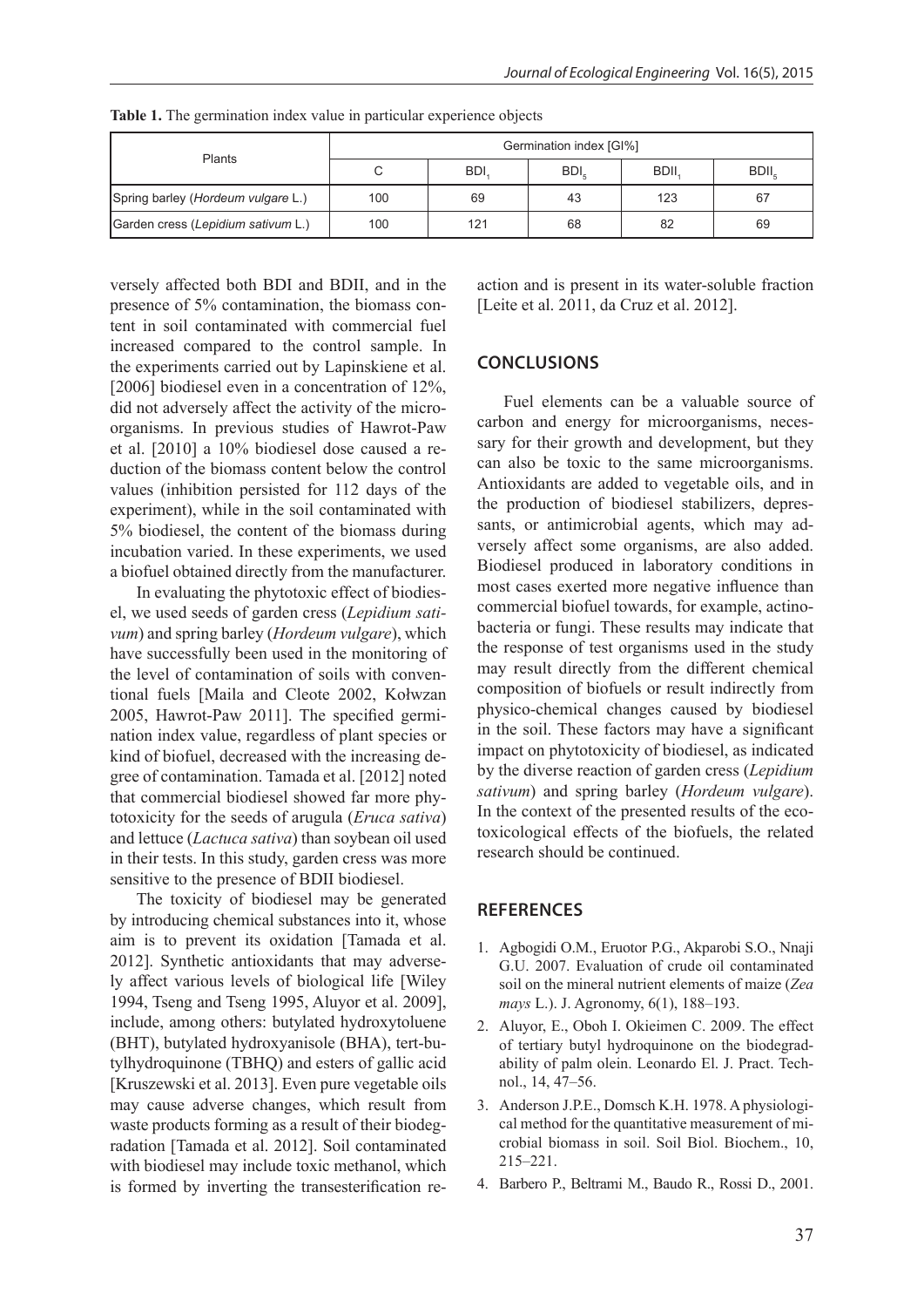**Table 1.** The germination index value in particular experience objects

| Plants | Germination index [GI%] | | | | |
|---|---|---|---|---|---|
| | C | $BDI_1$ | $BDI_5$ | $BDII_1$ | $BDII_5$ |
| Spring barley (*Hordeum vulgare* L.) | 100 | 69 | 43 | 123 | 67 |
| Garden cress (*Lepidium sativum* L.) | 100 | 121 | 68 | 82 | 69 |

versely affected both BDI and BDII, and in the presence of 5% contamination, the biomass content in soil contaminated with commercial fuel increased compared to the control sample. In the experiments carried out by Lapinskiene et al. [2006] biodiesel even in a concentration of 12%, did not adversely affect the activity of the microorganisms. In previous studies of Hawrot-Paw et al. [2010] a 10% biodiesel dose caused a reduction of the biomass content below the control values (inhibition persisted for 112 days of the experiment), while in the soil contaminated with 5% biodiesel, the content of the biomass during incubation varied. In these experiments, we used a biofuel obtained directly from the manufacturer.

In evaluating the phytotoxic effect of biodiesel, we used seeds of garden cress (*Lepidium sativum*) and spring barley (*Hordeum vulgare*), which have successfully been used in the monitoring of the level of contamination of soils with conventional fuels [Maila and Cleote 2002, Kołwzan 2005, Hawrot-Paw 2011]. The specified germination index value, regardless of plant species or kind of biofuel, decreased with the increasing degree of contamination. Tamada et al. [2012] noted that commercial biodiesel showed far more phytotoxicity for the seeds of arugula (*Eruca sativa*) and lettuce (*Lactuca sativa*) than soybean oil used in their tests. In this study, garden cress was more sensitive to the presence of BDII biodiesel.

The toxicity of biodiesel may be generated by introducing chemical substances into it, whose aim is to prevent its oxidation [Tamada et al. 2012]. Synthetic antioxidants that may adversely affect various levels of biological life [Wiley 1994, Tseng and Tseng 1995, Aluyor et al. 2009], include, among others: butylated hydroxytoluene (BHT), butylated hydroxyanisole (BHA), tert-butylhydroquinone (TBHQ) and esters of gallic acid [Kruszewski et al. 2013]. Even pure vegetable oils may cause adverse changes, which result from waste products forming as a result of their biodegradation [Tamada et al. 2012]. Soil contaminated with biodiesel may include toxic methanol, which is formed by inverting the transesterification reaction and is present in its water-soluble fraction [Leite et al. 2011, da Cruz et al. 2012].

## CONCLUSIONS

Fuel elements can be a valuable source of carbon and energy for microorganisms, necessary for their growth and development, but they can also be toxic to the same microorganisms. Antioxidants are added to vegetable oils, and in the production of biodiesel stabilizers, depressants, or antimicrobial agents, which may adversely affect some organisms, are also added. Biodiesel produced in laboratory conditions in most cases exerted more negative influence than commercial biofuel towards, for example, actinobacteria or fungi. These results may indicate that the response of test organisms used in the study may result directly from the different chemical composition of biofuels or result indirectly from physico-chemical changes caused by biodiesel in the soil. These factors may have a significant impact on phytotoxicity of biodiesel, as indicated by the diverse reaction of garden cress (*Lepidium sativum*) and spring barley (*Hordeum vulgare*). In the context of the presented results of the ecotoxicological effects of the biofuels, the related research should be continued.

## REFERENCES

1. Agbogidi O.M., Eruotor P.G., Akparobi S.O., Nnaji G.U. 2007. Evaluation of crude oil contaminated soil on the mineral nutrient elements of maize (*Zea mays* L.). J. Agronomy, 6(1), 188–193.
2. Aluyor, E., Oboh I. Okieimen C. 2009. The effect of tertiary butyl hydroquinone on the biodegradability of palm olein. Leonardo El. J. Pract. Technol., 14, 47–56.
3. Anderson J.P.E., Domsch K.H. 1978. A physiological method for the quantitative measurement of microbial biomass in soil. Soil Biol. Biochem., 10, 215–221.
4. Barbero P., Beltrami M., Baudo R., Rossi D., 2001.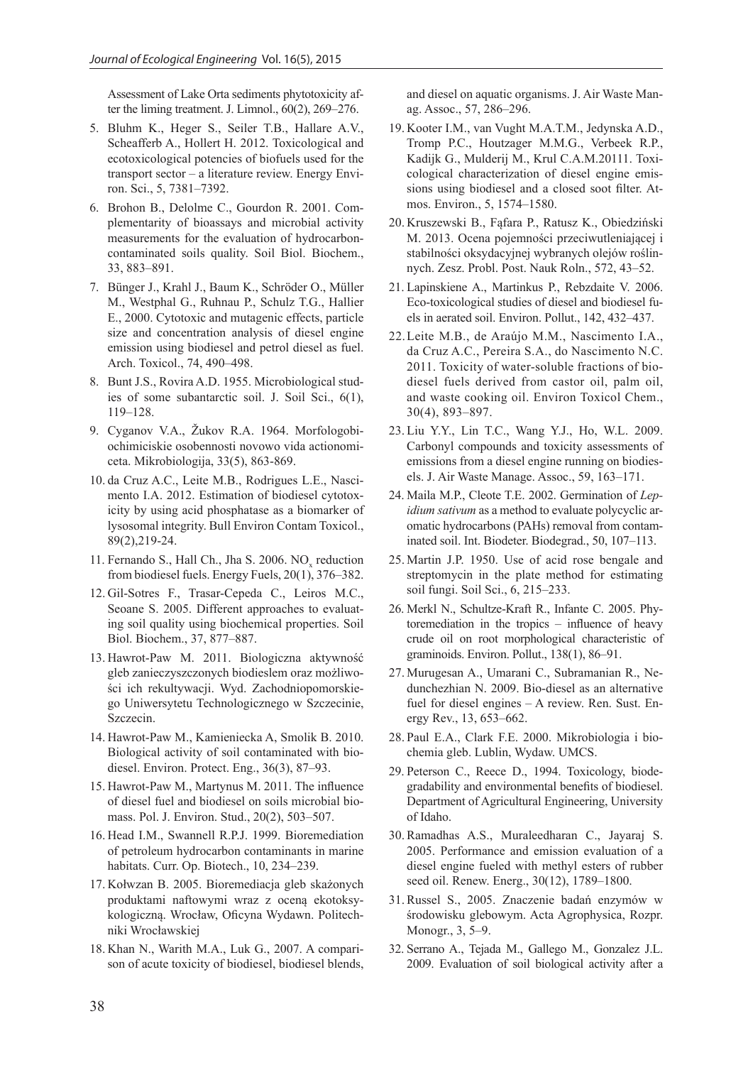Assessment of Lake Orta sediments phytotoxicity after the liming treatment. J. Limnol., 60(2), 269–276.

5. Bluhm K., Heger S., Seiler T.B., Hallare A.V., Scheafferb A., Hollert H. 2012. Toxicological and ecotoxicological potencies of biofuels used for the transport sector – a literature review. Energy Environ. Sci., 5, 7381–7392.
6. Brohon B., Delolme C., Gourdon R. 2001. Complementarity of bioassays and microbial activity measurements for the evaluation of hydrocarbon-contaminated soils quality. Soil Biol. Biochem., 33, 883–891.
7. Bünger J., Krahl J., Baum K., Schröder O., Müller M., Westphal G., Ruhnau P., Schulz T.G., Hallier E., 2000. Cytotoxic and mutagenic effects, particle size and concentration analysis of diesel engine emission using biodiesel and petrol diesel as fuel. Arch. Toxicol., 74, 490–498.
8. Bunt J.S., Rovira A.D. 1955. Microbiological studies of some subantarctic soil. J. Soil Sci., 6(1), 119–128.
9. Cyganov V.A., Žukov R.A. 1964. Morfologobiochimiciskie osobennosti novowo vida actionomiceta. Mikrobiologija, 33(5), 863-869.
10. da Cruz A.C., Leite M.B., Rodrigues L.E., Nascimento I.A. 2012. Estimation of biodiesel cytotoxicity by using acid phosphatase as a biomarker of lysosomal integrity. Bull Environ Contam Toxicol., 89(2),219-24.
11. Fernando S., Hall Ch., Jha S. 2006. $NO_x$ reduction from biodiesel fuels. Energy Fuels, 20(1), 376–382.
12. Gil-Sotres F., Trasar-Cepeda C., Leiros M.C., Seoane S. 2005. Different approaches to evaluating soil quality using biochemical properties. Soil Biol. Biochem., 37, 877–887.
13. Hawrot-Paw M. 2011. Biologiczna aktywność gleb zanieczyszczonych biodieslem oraz możliwości ich rekultywacji. Wyd. Zachodniopomorskiego Uniwersytetu Technologicznego w Szczecinie, Szczecin.
14. Hawrot-Paw M., Kamieniecka A, Smolik B. 2010. Biological activity of soil contaminated with biodiesel. Environ. Protect. Eng., 36(3), 87–93.
15. Hawrot-Paw M., Martynus M. 2011. The influence of diesel fuel and biodiesel on soils microbial biomass. Pol. J. Environ. Stud., 20(2), 503–507.
16. Head I.M., Swannell R.P.J. 1999. Bioremediation of petroleum hydrocarbon contaminants in marine habitats. Curr. Op. Biotech., 10, 234–239.
17. Kołwzan B. 2005. Bioremediacja gleb skażonych produktami naftowymi wraz z oceną ekotoksykologiczną. Wrocław, Oficyna Wydawn. Politechniki Wrocławskiej
18. Khan N., Warith M.A., Luk G., 2007. A comparison of acute toxicity of biodiesel, biodiesel blends, and diesel on aquatic organisms. J. Air Waste Manag. Assoc., 57, 286–296.
19. Kooter I.M., van Vught M.A.T.M., Jedynska A.D., Tromp P.C., Houtzager M.M.G., Verbeek R.P., Kadijk G., Mulderij M., Krul C.A.M.20111. Toxicological characterization of diesel engine emissions using biodiesel and a closed soot filter. Atmos. Environ., 5, 1574–1580.
20. Kruszewski B., Fąfara P., Ratusz K., Obiedziński M. 2013. Ocena pojemności przeciwutleniającej i stabilności oksydacyjnej wybranych olejów roślinnych. Zesz. Probl. Post. Nauk Roln., 572, 43–52.
21. Lapinskiene A., Martinkus P., Rebzdaite V. 2006. Eco-toxicological studies of diesel and biodiesel fuels in aerated soil. Environ. Pollut., 142, 432–437.
22. Leite M.B., de Araújo M.M., Nascimento I.A., da Cruz A.C., Pereira S.A., do Nascimento N.C. 2011. Toxicity of water-soluble fractions of biodiesel fuels derived from castor oil, palm oil, and waste cooking oil. Environ Toxicol Chem., 30(4), 893–897.
23. Liu Y.Y., Lin T.C., Wang Y.J., Ho, W.L. 2009. Carbonyl compounds and toxicity assessments of emissions from a diesel engine running on biodiesels. J. Air Waste Manage. Assoc., 59, 163–171.
24. Maila M.P., Cleote T.E. 2002. Germination of *Lepidium sativum* as a method to evaluate polycyclic aromatic hydrocarbons (PAHs) removal from contaminated soil. Int. Biodeter. Biodegrad., 50, 107–113.
25. Martin J.P. 1950. Use of acid rose bengale and streptomycin in the plate method for estimating soil fungi. Soil Sci., 6, 215–233.
26. Merkl N., Schultze-Kraft R., Infante C. 2005. Phytoremediation in the tropics – influence of heavy crude oil on root morphological characteristic of graminoids. Environ. Pollut., 138(1), 86–91.
27. Murugesan A., Umarani C., Subramanian R., Nedunchezhian N. 2009. Bio-diesel as an alternative fuel for diesel engines – A review. Ren. Sust. Energy Rev., 13, 653–662.
28. Paul E.A., Clark F.E. 2000. Mikrobiologia i biochemia gleb. Lublin, Wydaw. UMCS.
29. Peterson C., Reece D., 1994. Toxicology, biodegradability and environmental benefits of biodiesel. Department of Agricultural Engineering, University of Idaho.
30. Ramadhas A.S., Muraleedharan C., Jayaraj S. 2005. Performance and emission evaluation of a diesel engine fueled with methyl esters of rubber seed oil. Renew. Energ., 30(12), 1789–1800.
31. Russel S., 2005. Znaczenie badań enzymów w środowisku glebowym. Acta Agrophysica, Rozpr. Monogr., 3, 5–9.
32. Serrano A., Tejada M., Gallego M., Gonzalez J.L. 2009. Evaluation of soil biological activity after a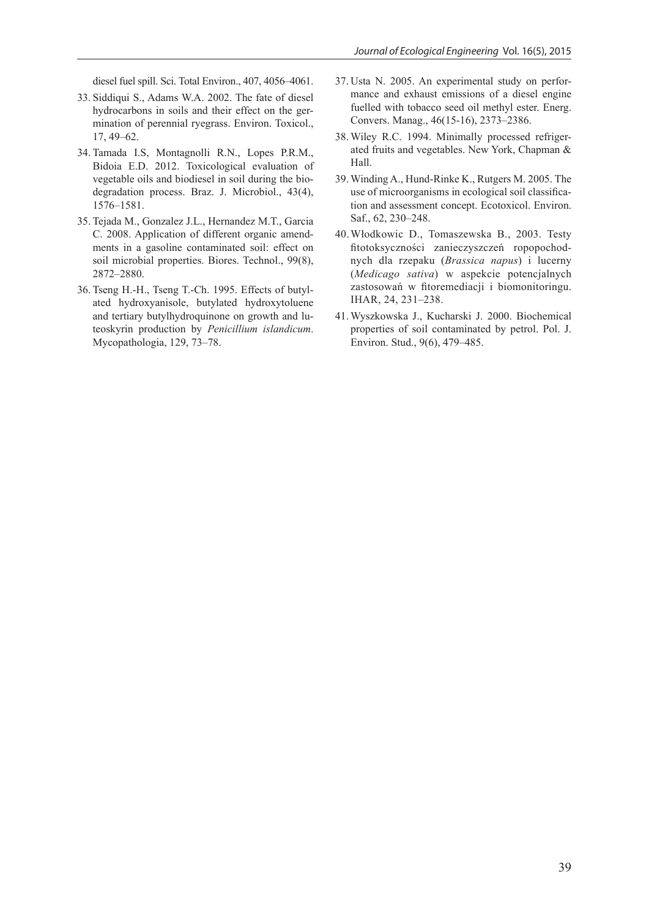diesel fuel spill. Sci. Total Environ., 407, 4056–4061.

33. Siddiqui S., Adams W.A. 2002. The fate of diesel hydrocarbons in soils and their effect on the germination of perennial ryegrass. Environ. Toxicol., 17, 49–62.
34. Tamada I.S, Montagnolli R.N., Lopes P.R.M., Bidoia E.D. 2012. Toxicological evaluation of vegetable oils and biodiesel in soil during the biodegradation process. Braz. J. Microbiol., 43(4), 1576–1581.
35. Tejada M., Gonzalez J.L., Hernandez M.T., Garcia C. 2008. Application of different organic amendments in a gasoline contaminated soil: effect on soil microbial properties. Biores. Technol., 99(8), 2872–2880.
36. Tseng H.-H., Tseng T.-Ch. 1995. Effects of butylated hydroxyanisole, butylated hydroxytoluene and tertiary butylhydroquinone on growth and luteoskyrin production by *Penicillium islandicum*. Mycopathologia, 129, 73–78.
37. Usta N. 2005. An experimental study on performance and exhaust emissions of a diesel engine fuelled with tobacco seed oil methyl ester. Energ. Convers. Manag., 46(15-16), 2373–2386.
38. Wiley R.C. 1994. Minimally processed refrigerated fruits and vegetables. New York, Chapman & Hall.
39. Winding A., Hund-Rinke K., Rutgers M. 2005. The use of microorganisms in ecological soil classification and assessment concept. Ecotoxicol. Environ. Saf., 62, 230–248.
40. Włodkowic D., Tomaszewska B., 2003. Testy fitotoksyczności zanieczyszczeń ropopochodnych dla rzepaku (*Brassica napus*) i lucerny (*Medicago sativa*) w aspekcie potencjalnych zastosowań w fitoremediacji i biomonitoringu. IHAR, 24, 231–238.
41. Wyszkowska J., Kucharski J. 2000. Biochemical properties of soil contaminated by petrol. Pol. J. Environ. Stud., 9(6), 479–485.